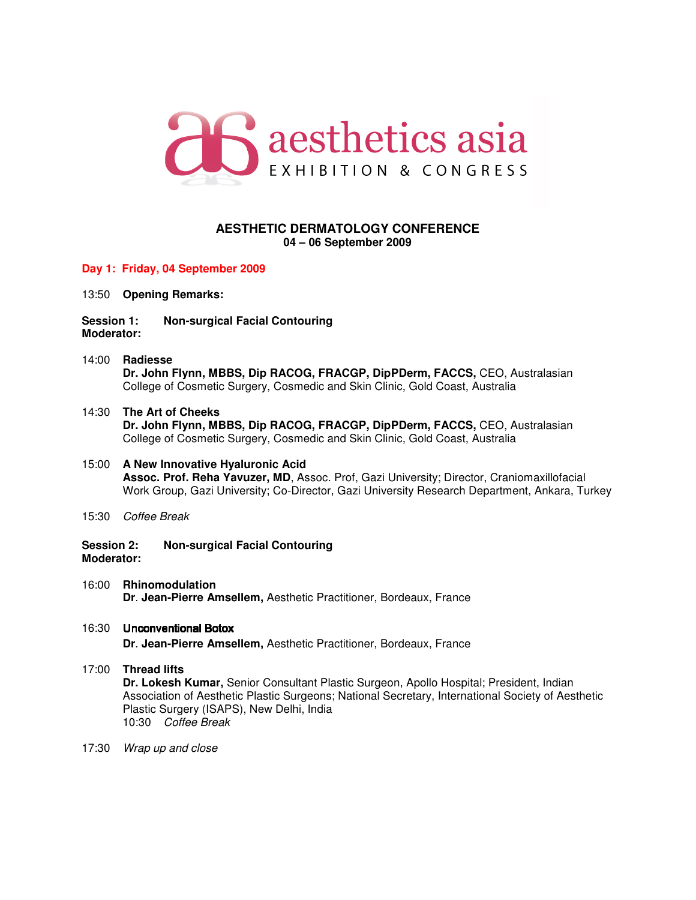aesthetics asia
EXHIBITION & CONGRESS

# AESTHETIC DERMATOLOGY CONFERENCE
**04 – 06 September 2009**

## Day 1: Friday, 04 September 2009

13:50 **Opening Remarks:**

**Session 1: Non-surgical Facial Contouring**
**Moderator:**

14:00 **Radiesse**
**Dr. John Flynn, MBBS, Dip RACOG, FRACGP, DipPDerm, FACCS,** CEO, Australasian College of Cosmetic Surgery, Cosmedic and Skin Clinic, Gold Coast, Australia

14:30 **The Art of Cheeks**
**Dr. John Flynn, MBBS, Dip RACOG, FRACGP, DipPDerm, FACCS,** CEO, Australasian College of Cosmetic Surgery, Cosmedic and Skin Clinic, Gold Coast, Australia

15:00 **A New Innovative Hyaluronic Acid**
**Assoc. Prof. Reha Yavuzer, MD**, Assoc. Prof, Gazi University; Director, Craniomaxillofacial Work Group, Gazi University; Co-Director, Gazi University Research Department, Ankara, Turkey

15:30 *Coffee Break*

**Session 2: Non-surgical Facial Contouring**
**Moderator:**

16:00 **Rhinomodulation**
**Dr. Jean-Pierre Amsellem,** Aesthetic Practitioner, Bordeaux, France

16:30 **Unconventional Botox**
**Dr. Jean-Pierre Amsellem,** Aesthetic Practitioner, Bordeaux, France

17:00 **Thread lifts**
**Dr. Lokesh Kumar,** Senior Consultant Plastic Surgeon, Apollo Hospital; President, Indian Association of Aesthetic Plastic Surgeons; National Secretary, International Society of Aesthetic Plastic Surgery (ISAPS), New Delhi, India
10:30 *Coffee Break*

17:30 *Wrap up and close*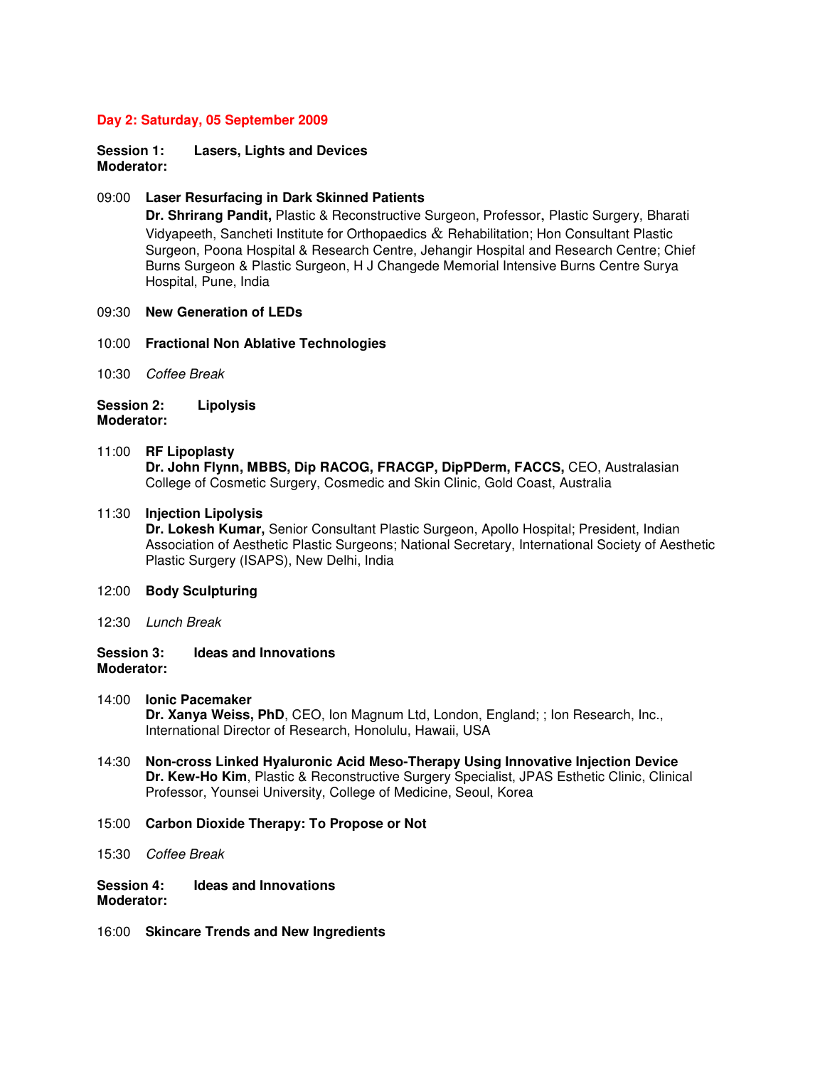## Day 2: Saturday, 05 September 2009

**Session 1:** **Lasers, Lights and Devices**
**Moderator:**

09:00 **Laser Resurfacing in Dark Skinned Patients**
**Dr. Shrirang Pandit,** Plastic & Reconstructive Surgeon, Professor, Plastic Surgery, Bharati Vidyapeeth, Sancheti Institute for Orthopaedics & Rehabilitation; Hon Consultant Plastic Surgeon, Poona Hospital & Research Centre, Jehangir Hospital and Research Centre; Chief Burns Surgeon & Plastic Surgeon, H J Changede Memorial Intensive Burns Centre Surya Hospital, Pune, India

09:30 **New Generation of LEDs**

10:00 **Fractional Non Ablative Technologies**

10:30 *Coffee Break*

**Session 2:** **Lipolysis**
**Moderator:**

11:00 **RF Lipoplasty**
**Dr. John Flynn, MBBS, Dip RACOG, FRACGP, DipPDerm, FACCS,** CEO, Australasian College of Cosmetic Surgery, Cosmedic and Skin Clinic, Gold Coast, Australia

11:30 **Injection Lipolysis**
**Dr. Lokesh Kumar,** Senior Consultant Plastic Surgeon, Apollo Hospital; President, Indian Association of Aesthetic Plastic Surgeons; National Secretary, International Society of Aesthetic Plastic Surgery (ISAPS), New Delhi, India

12:00 **Body Sculpturing**

12:30 *Lunch Break*

**Session 3:** **Ideas and Innovations**
**Moderator:**

14:00 **Ionic Pacemaker**
**Dr. Xanya Weiss, PhD**, CEO, Ion Magnum Ltd, London, England; ; Ion Research, Inc., International Director of Research, Honolulu, Hawaii, USA

14:30 **Non-cross Linked Hyaluronic Acid Meso-Therapy Using Innovative Injection Device**
**Dr. Kew-Ho Kim**, Plastic & Reconstructive Surgery Specialist, JPAS Esthetic Clinic, Clinical Professor, Younsei University, College of Medicine, Seoul, Korea

15:00 **Carbon Dioxide Therapy: To Propose or Not**

15:30 *Coffee Break*

**Session 4:** **Ideas and Innovations**
**Moderator:**

16:00 **Skincare Trends and New Ingredients**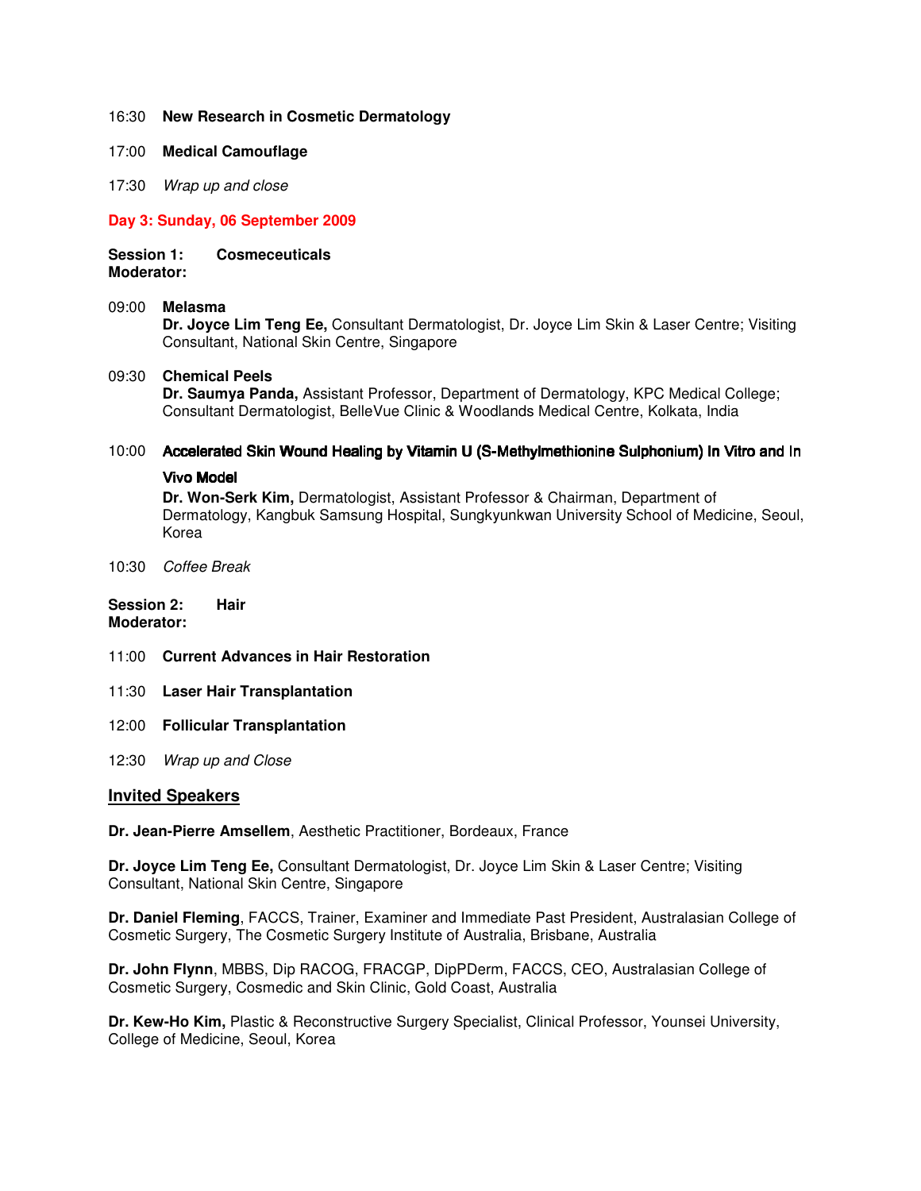16:30 **New Research in Cosmetic Dermatology**

17:00 **Medical Camouflage**

17:30 *Wrap up and close*

## Day 3: Sunday, 06 September 2009

**Session 1: Cosmeceuticals**
**Moderator:**

09:00 **Melasma**
**Dr. Joyce Lim Teng Ee,** Consultant Dermatologist, Dr. Joyce Lim Skin & Laser Centre; Visiting Consultant, National Skin Centre, Singapore

09:30 **Chemical Peels**
**Dr. Saumya Panda,** Assistant Professor, Department of Dermatology, KPC Medical College; Consultant Dermatologist, BelleVue Clinic & Woodlands Medical Centre, Kolkata, India

10:00 **Accelerated Skin Wound Healing by Vitamin U (S-Methylmethionine Sulphonium) In Vitro and In Vivo Model**
**Dr. Won-Serk Kim,** Dermatologist, Assistant Professor & Chairman, Department of Dermatology, Kangbuk Samsung Hospital, Sungkyunkwan University School of Medicine, Seoul, Korea

10:30 *Coffee Break*

**Session 2: Hair**
**Moderator:**

11:00 **Current Advances in Hair Restoration**

11:30 **Laser Hair Transplantation**

12:00 **Follicular Transplantation**

12:30 *Wrap up and Close*

## Invited Speakers

**Dr. Jean-Pierre Amsellem**, Aesthetic Practitioner, Bordeaux, France

**Dr. Joyce Lim Teng Ee,** Consultant Dermatologist, Dr. Joyce Lim Skin & Laser Centre; Visiting Consultant, National Skin Centre, Singapore

**Dr. Daniel Fleming**, FACCS, Trainer, Examiner and Immediate Past President, Australasian College of Cosmetic Surgery, The Cosmetic Surgery Institute of Australia, Brisbane, Australia

**Dr. John Flynn**, MBBS, Dip RACOG, FRACGP, DipPDerm, FACCS, CEO, Australasian College of Cosmetic Surgery, Cosmedic and Skin Clinic, Gold Coast, Australia

**Dr. Kew-Ho Kim,** Plastic & Reconstructive Surgery Specialist, Clinical Professor, Younsei University, College of Medicine, Seoul, Korea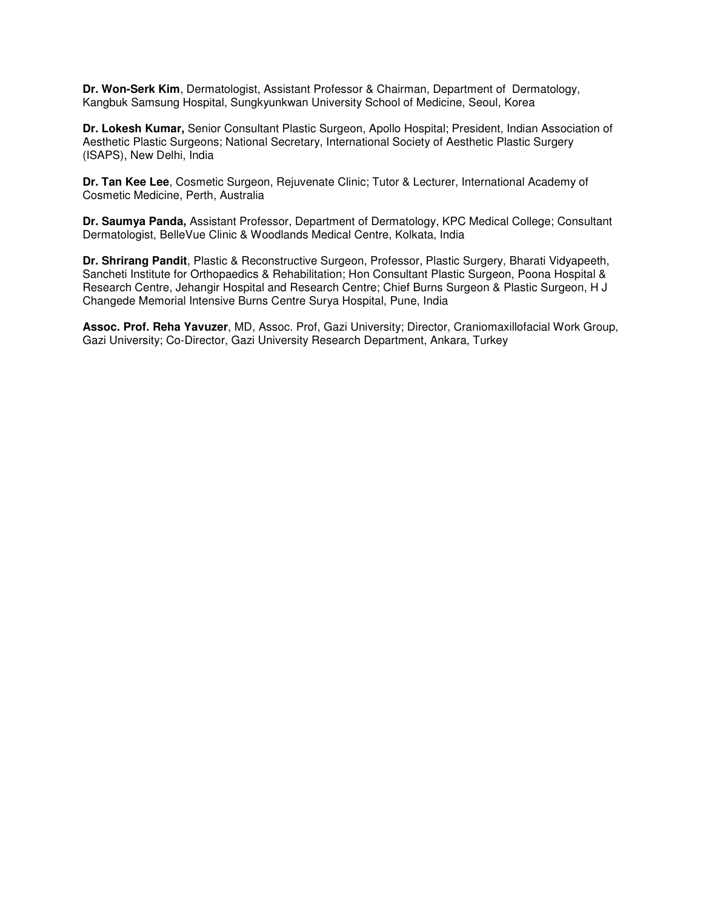**Dr. Won-Serk Kim**, Dermatologist, Assistant Professor & Chairman, Department of Dermatology, Kangbuk Samsung Hospital, Sungkyunkwan University School of Medicine, Seoul, Korea

**Dr. Lokesh Kumar,** Senior Consultant Plastic Surgeon, Apollo Hospital; President, Indian Association of Aesthetic Plastic Surgeons; National Secretary, International Society of Aesthetic Plastic Surgery (ISAPS), New Delhi, India

**Dr. Tan Kee Lee**, Cosmetic Surgeon, Rejuvenate Clinic; Tutor & Lecturer, International Academy of Cosmetic Medicine, Perth, Australia

**Dr. Saumya Panda,** Assistant Professor, Department of Dermatology, KPC Medical College; Consultant Dermatologist, BelleVue Clinic & Woodlands Medical Centre, Kolkata, India

**Dr. Shrirang Pandit**, Plastic & Reconstructive Surgeon, Professor, Plastic Surgery, Bharati Vidyapeeth, Sancheti Institute for Orthopaedics & Rehabilitation; Hon Consultant Plastic Surgeon, Poona Hospital & Research Centre, Jehangir Hospital and Research Centre; Chief Burns Surgeon & Plastic Surgeon, H J Changede Memorial Intensive Burns Centre Surya Hospital, Pune, India

**Assoc. Prof. Reha Yavuzer**, MD, Assoc. Prof, Gazi University; Director, Craniomaxillofacial Work Group, Gazi University; Co-Director, Gazi University Research Department, Ankara, Turkey